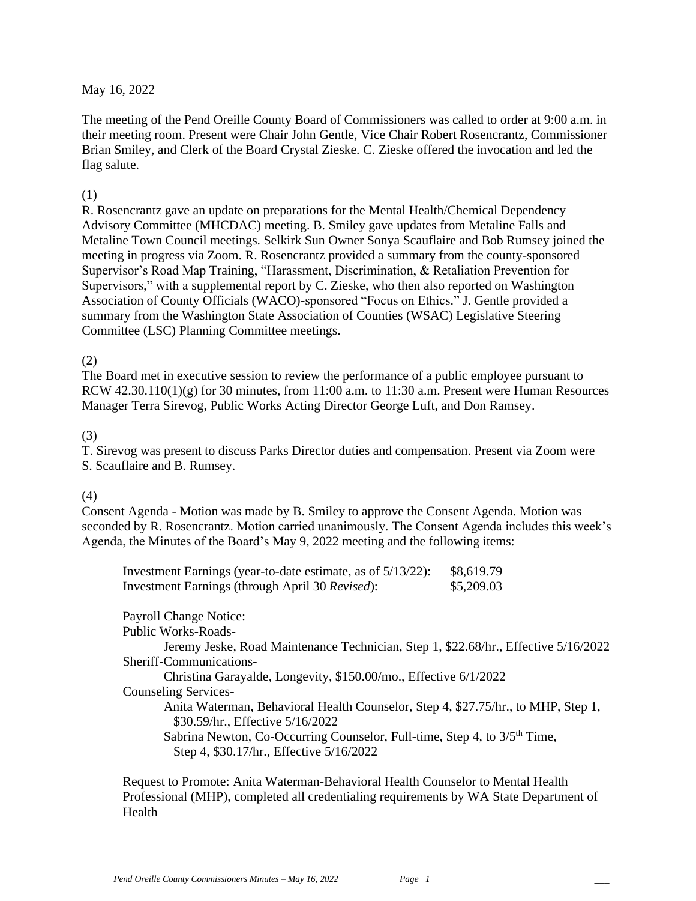May 16, 2022

The meeting of the Pend Oreille County Board of Commissioners was called to order at 9:00 a.m. in their meeting room. Present were Chair John Gentle, Vice Chair Robert Rosencrantz, Commissioner Brian Smiley, and Clerk of the Board Crystal Zieske. C. Zieske offered the invocation and led the flag salute.

(1)
R. Rosencrantz gave an update on preparations for the Mental Health/Chemical Dependency Advisory Committee (MHCDAC) meeting. B. Smiley gave updates from Metaline Falls and Metaline Town Council meetings. Selkirk Sun Owner Sonya Scauflaire and Bob Rumsey joined the meeting in progress via Zoom. R. Rosencrantz provided a summary from the county-sponsored Supervisor's Road Map Training, "Harassment, Discrimination, & Retaliation Prevention for Supervisors," with a supplemental report by C. Zieske, who then also reported on Washington Association of County Officials (WACO)-sponsored "Focus on Ethics." J. Gentle provided a summary from the Washington State Association of Counties (WSAC) Legislative Steering Committee (LSC) Planning Committee meetings.

(2)
The Board met in executive session to review the performance of a public employee pursuant to RCW 42.30.110(1)(g) for 30 minutes, from 11:00 a.m. to 11:30 a.m. Present were Human Resources Manager Terra Sirevog, Public Works Acting Director George Luft, and Don Ramsey.

(3)
T. Sirevog was present to discuss Parks Director duties and compensation. Present via Zoom were S. Scauflaire and B. Rumsey.

(4)
Consent Agenda - Motion was made by B. Smiley to approve the Consent Agenda. Motion was seconded by R. Rosencrantz. Motion carried unanimously. The Consent Agenda includes this week's Agenda, the Minutes of the Board's May 9, 2022 meeting and the following items:

| | |
|---|---|
| Investment Earnings (year-to-date estimate, as of 5/13/22): | $8,619.79 |
| Investment Earnings (through April 30 *Revised*): | $5,209.03 |

Payroll Change Notice:
Public Works-Roads-
Jeremy Jeske, Road Maintenance Technician, Step 1, $22.68/hr., Effective 5/16/2022
Sheriff-Communications-
Christina Garayalde, Longevity, $150.00/mo., Effective 6/1/2022
Counseling Services-
Anita Waterman, Behavioral Health Counselor, Step 4, $27.75/hr., to MHP, Step 1, $30.59/hr., Effective 5/16/2022
Sabrina Newton, Co-Occurring Counselor, Full-time, Step 4, to 3/5th Time, Step 4, $30.17/hr., Effective 5/16/2022

Request to Promote: Anita Waterman-Behavioral Health Counselor to Mental Health Professional (MHP), completed all credentialing requirements by WA State Department of Health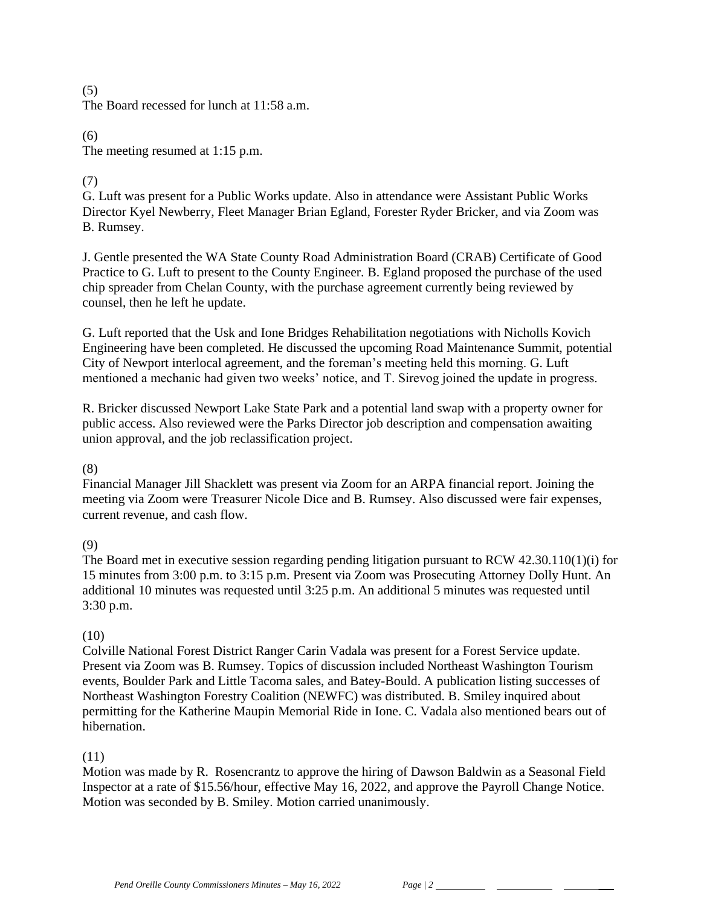(5)
The Board recessed for lunch at 11:58 a.m.

(6)
The meeting resumed at 1:15 p.m.

(7)
G. Luft was present for a Public Works update. Also in attendance were Assistant Public Works Director Kyel Newberry, Fleet Manager Brian Egland, Forester Ryder Bricker, and via Zoom was B. Rumsey.

J. Gentle presented the WA State County Road Administration Board (CRAB) Certificate of Good Practice to G. Luft to present to the County Engineer. B. Egland proposed the purchase of the used chip spreader from Chelan County, with the purchase agreement currently being reviewed by counsel, then he left he update.

G. Luft reported that the Usk and Ione Bridges Rehabilitation negotiations with Nicholls Kovich Engineering have been completed. He discussed the upcoming Road Maintenance Summit, potential City of Newport interlocal agreement, and the foreman's meeting held this morning. G. Luft mentioned a mechanic had given two weeks' notice, and T. Sirevog joined the update in progress.

R. Bricker discussed Newport Lake State Park and a potential land swap with a property owner for public access. Also reviewed were the Parks Director job description and compensation awaiting union approval, and the job reclassification project.

(8)
Financial Manager Jill Shacklett was present via Zoom for an ARPA financial report. Joining the meeting via Zoom were Treasurer Nicole Dice and B. Rumsey. Also discussed were fair expenses, current revenue, and cash flow.

(9)
The Board met in executive session regarding pending litigation pursuant to RCW 42.30.110(1)(i) for 15 minutes from 3:00 p.m. to 3:15 p.m. Present via Zoom was Prosecuting Attorney Dolly Hunt. An additional 10 minutes was requested until 3:25 p.m. An additional 5 minutes was requested until 3:30 p.m.

(10)
Colville National Forest District Ranger Carin Vadala was present for a Forest Service update. Present via Zoom was B. Rumsey. Topics of discussion included Northeast Washington Tourism events, Boulder Park and Little Tacoma sales, and Batey-Bould. A publication listing successes of Northeast Washington Forestry Coalition (NEWFC) was distributed. B. Smiley inquired about permitting for the Katherine Maupin Memorial Ride in Ione. C. Vadala also mentioned bears out of hibernation.

(11)
Motion was made by R. Rosencrantz to approve the hiring of Dawson Baldwin as a Seasonal Field Inspector at a rate of $15.56/hour, effective May 16, 2022, and approve the Payroll Change Notice. Motion was seconded by B. Smiley. Motion carried unanimously.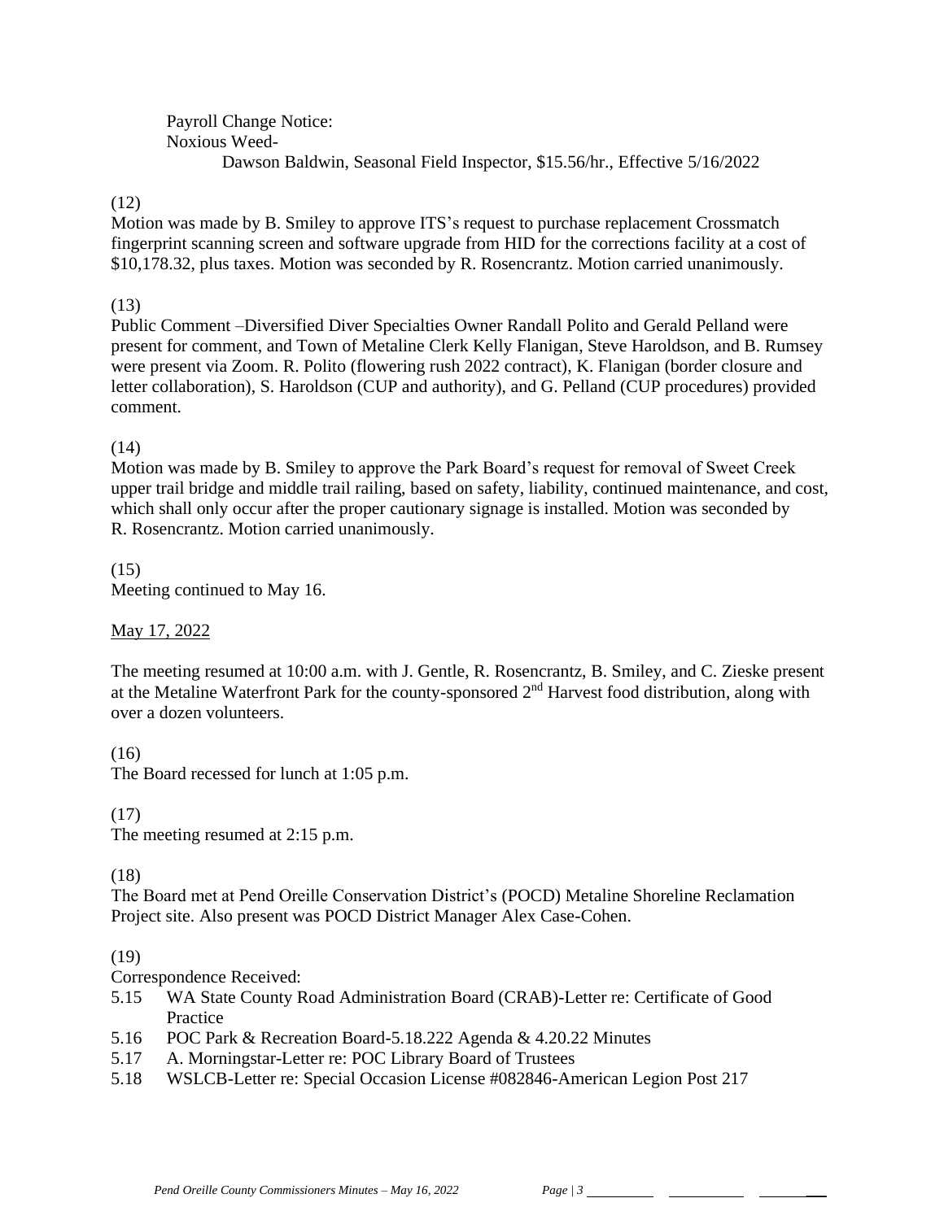Payroll Change Notice:
Noxious Weed-
Dawson Baldwin, Seasonal Field Inspector, $15.56/hr., Effective 5/16/2022

(12)
Motion was made by B. Smiley to approve ITS's request to purchase replacement Crossmatch fingerprint scanning screen and software upgrade from HID for the corrections facility at a cost of $10,178.32, plus taxes. Motion was seconded by R. Rosencrantz. Motion carried unanimously.

(13)
Public Comment –Diversified Diver Specialties Owner Randall Polito and Gerald Pelland were present for comment, and Town of Metaline Clerk Kelly Flanigan, Steve Haroldson, and B. Rumsey were present via Zoom. R. Polito (flowering rush 2022 contract), K. Flanigan (border closure and letter collaboration), S. Haroldson (CUP and authority), and G. Pelland (CUP procedures) provided comment.

(14)
Motion was made by B. Smiley to approve the Park Board's request for removal of Sweet Creek upper trail bridge and middle trail railing, based on safety, liability, continued maintenance, and cost, which shall only occur after the proper cautionary signage is installed. Motion was seconded by R. Rosencrantz. Motion carried unanimously.

(15)
Meeting continued to May 16.

<u>May 17, 2022</u>

The meeting resumed at 10:00 a.m. with J. Gentle, R. Rosencrantz, B. Smiley, and C. Zieske present at the Metaline Waterfront Park for the county-sponsored 2nd Harvest food distribution, along with over a dozen volunteers.

(16)
The Board recessed for lunch at 1:05 p.m.

(17)
The meeting resumed at 2:15 p.m.

(18)
The Board met at Pend Oreille Conservation District's (POCD) Metaline Shoreline Reclamation Project site. Also present was POCD District Manager Alex Case-Cohen.

(19)
Correspondence Received:

- 5.15 WA State County Road Administration Board (CRAB)-Letter re: Certificate of Good Practice
- 5.16 POC Park & Recreation Board-5.18.222 Agenda & 4.20.22 Minutes
- 5.17 A. Morningstar-Letter re: POC Library Board of Trustees
- 5.18 WSLCB-Letter re: Special Occasion License #082846-American Legion Post 217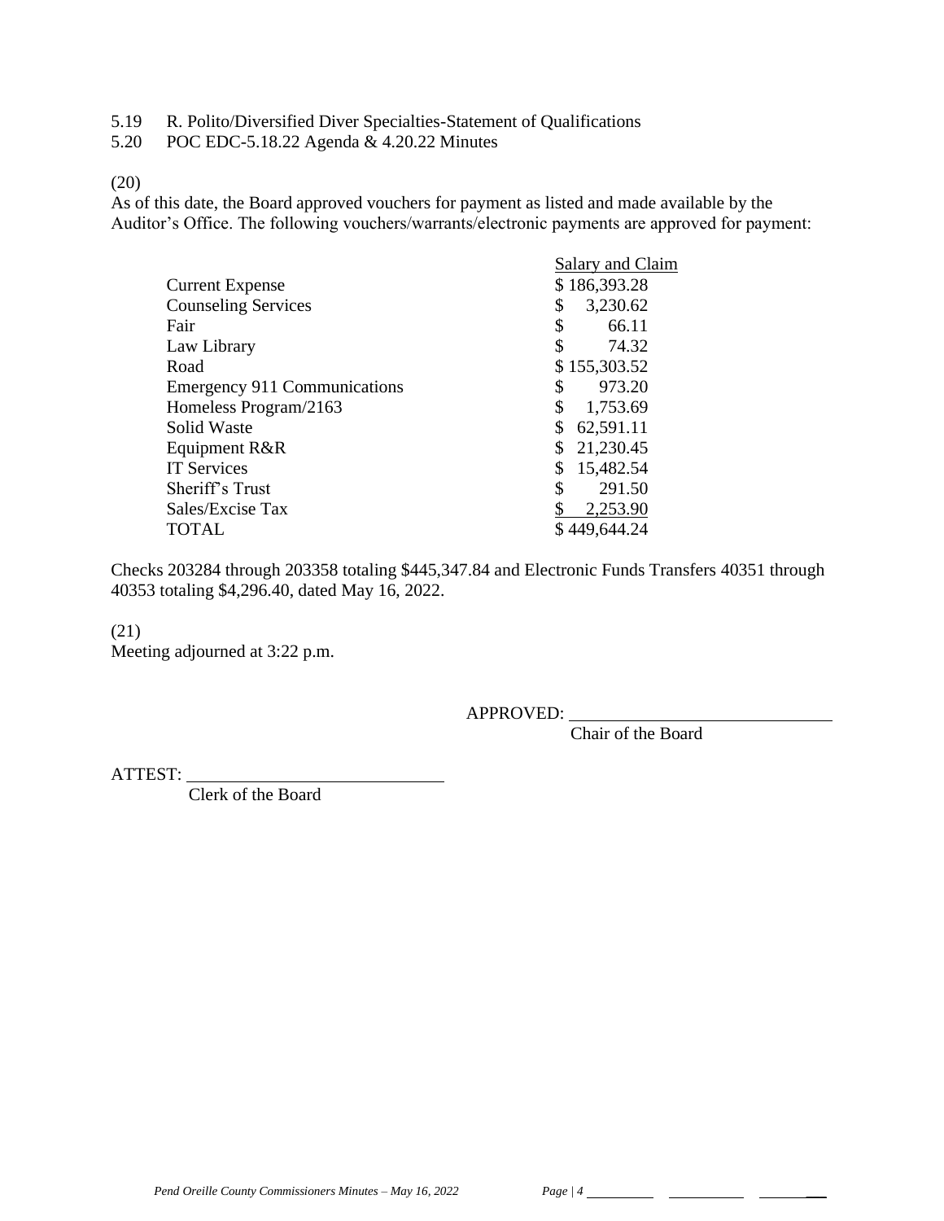5.19 R. Polito/Diversified Diver Specialties-Statement of Qualifications
5.20 POC EDC-5.18.22 Agenda & 4.20.22 Minutes

(20)
As of this date, the Board approved vouchers for payment as listed and made available by the Auditor's Office. The following vouchers/warrants/electronic payments are approved for payment:

| | Salary and Claim |
|---|---|
| Current Expense | $ 186,393.28 |
| Counseling Services | $ 3,230.62 |
| Fair | $ 66.11 |
| Law Library | $ 74.32 |
| Road | $ 155,303.52 |
| Emergency 911 Communications | $ 973.20 |
| Homeless Program/2163 | $ 1,753.69 |
| Solid Waste | $ 62,591.11 |
| Equipment R&R | $ 21,230.45 |
| IT Services | $ 15,482.54 |
| Sheriff's Trust | $ 291.50 |
| Sales/Excise Tax | $ 2,253.90 |
| TOTAL | $ 449,644.24 |

Checks 203284 through 203358 totaling $445,347.84 and Electronic Funds Transfers 40351 through 40353 totaling $4,296.40, dated May 16, 2022.

(21)
Meeting adjourned at 3:22 p.m.

APPROVED: ______________________________
Chair of the Board

ATTEST: ______________________________
Clerk of the Board